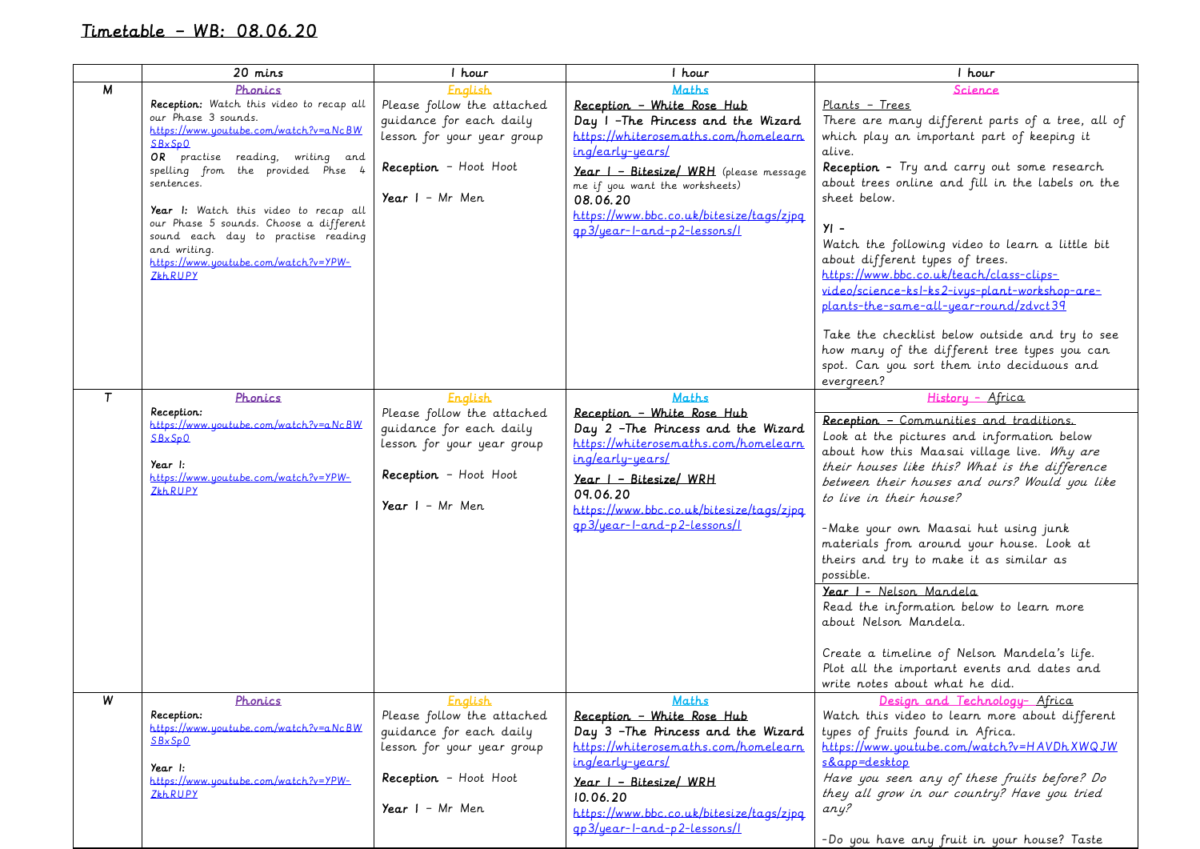# Timetable – WB: 08.06.20

| | 20 mins | 1 hour | 1 hour | 1 hour |
|---|---|---|---|---|
| M | **Phonics**<br>**Reception:** Watch this video to recap all our Phase 3 sounds.<br>https://www.youtube.com/watch?v=aNcBWSBxSp0<br>**OR** practise reading, writing and spelling from the provided Phse 4 sentences.<br><br>**Year 1:** Watch this video to recap all our Phase 5 sounds. Choose a different sound each day to practise reading and writing.<br>https://www.youtube.com/watch?v=YPW-ZkhRUPY | **English**<br>Please follow the attached guidance for each daily lesson for your year group<br><br>**Reception** – Hoot Hoot<br><br>**Year 1** – Mr Men | **Maths**<br>**Reception – White Rose Hub**<br>Day 1 –The Princess and the Wizard<br>https://whiterosemaths.com/homelearning/early-years/<br>**Year 1 – Bitesize/ WRH** (please message me if you want the worksheets)<br>08.06.20<br>https://www.bbc.co.uk/bitesize/tags/zjpqqp3/year-1-and-p2-lessons/1 | **Science**<br>Plants – Trees<br>There are many different parts of a tree, all of which play an important part of keeping it alive.<br>**Reception** – Try and carry out some research about trees online and fill in the labels on the sheet below.<br><br>**Y1** –<br>Watch the following video to learn a little bit about different types of trees.<br>https://www.bbc.co.uk/teach/class-clips-video/science-ks1-ks2-ivys-plant-workshop-are-plants-the-same-all-year-round/zdvct39<br><br>Take the checklist below outside and try to see how many of the different tree types you can spot. Can you sort them into deciduous and evergreen? |
| T | **Phonics**<br>**Reception:**<br>https://www.youtube.com/watch?v=aNcBWSBxSp0<br><br>**Year 1:**<br>https://www.youtube.com/watch?v=YPW-ZkhRUPY | **English**<br>Please follow the attached guidance for each daily lesson for your year group<br><br>**Reception** – Hoot Hoot<br><br>**Year 1** – Mr Men | **Maths**<br>**Reception – White Rose Hub**<br>Day 2 –The Princess and the Wizard<br>https://whiterosemaths.com/homelearning/early-years/<br>**Year 1 – Bitesize/ WRH**<br>09.06.20<br>https://www.bbc.co.uk/bitesize/tags/zjpqqp3/year-1-and-p2-lessons/1 | **History – Africa**<br>**Reception – Communities and traditions.**<br>Look at the pictures and information below about how this Maasai village live. *Why are their houses like this? What is the difference between their houses and ours? Would you like to live in their house?*<br><br>-Make your own Maasai hut using junk materials from around your house. Look at theirs and try to make it as similar as possible.<br><br>**Year 1 – Nelson Mandela**<br>Read the information below to learn more about Nelson Mandela.<br><br>Create a timeline of Nelson Mandela's life. Plot all the important events and dates and write notes about what he did. |
| W | **Phonics**<br>**Reception:**<br>https://www.youtube.com/watch?v=aNcBWSBxSp0<br><br>**Year 1:**<br>https://www.youtube.com/watch?v=YPW-ZkhRUPY | **English**<br>Please follow the attached guidance for each daily lesson for your year group<br><br>**Reception** – Hoot Hoot<br><br>**Year 1** – Mr Men | **Maths**<br>**Reception – White Rose Hub**<br>Day 3 –The Princess and the Wizard<br>https://whiterosemaths.com/homelearning/early-years/<br>**Year 1 – Bitesize/ WRH**<br>10.06.20<br>https://www.bbc.co.uk/bitesize/tags/zjpqqp3/year-1-and-p2-lessons/1 | **Design and Technology– Africa**<br>Watch this video to learn more about different types of fruits found in Africa.<br>https://www.youtube.com/watch?v=HAVDhXWQJWs&app=desktop<br>*Have you seen any of these fruits before? Do they all grow in our country? Have you tried any?*<br><br>-Do you have any fruit in your house? Taste |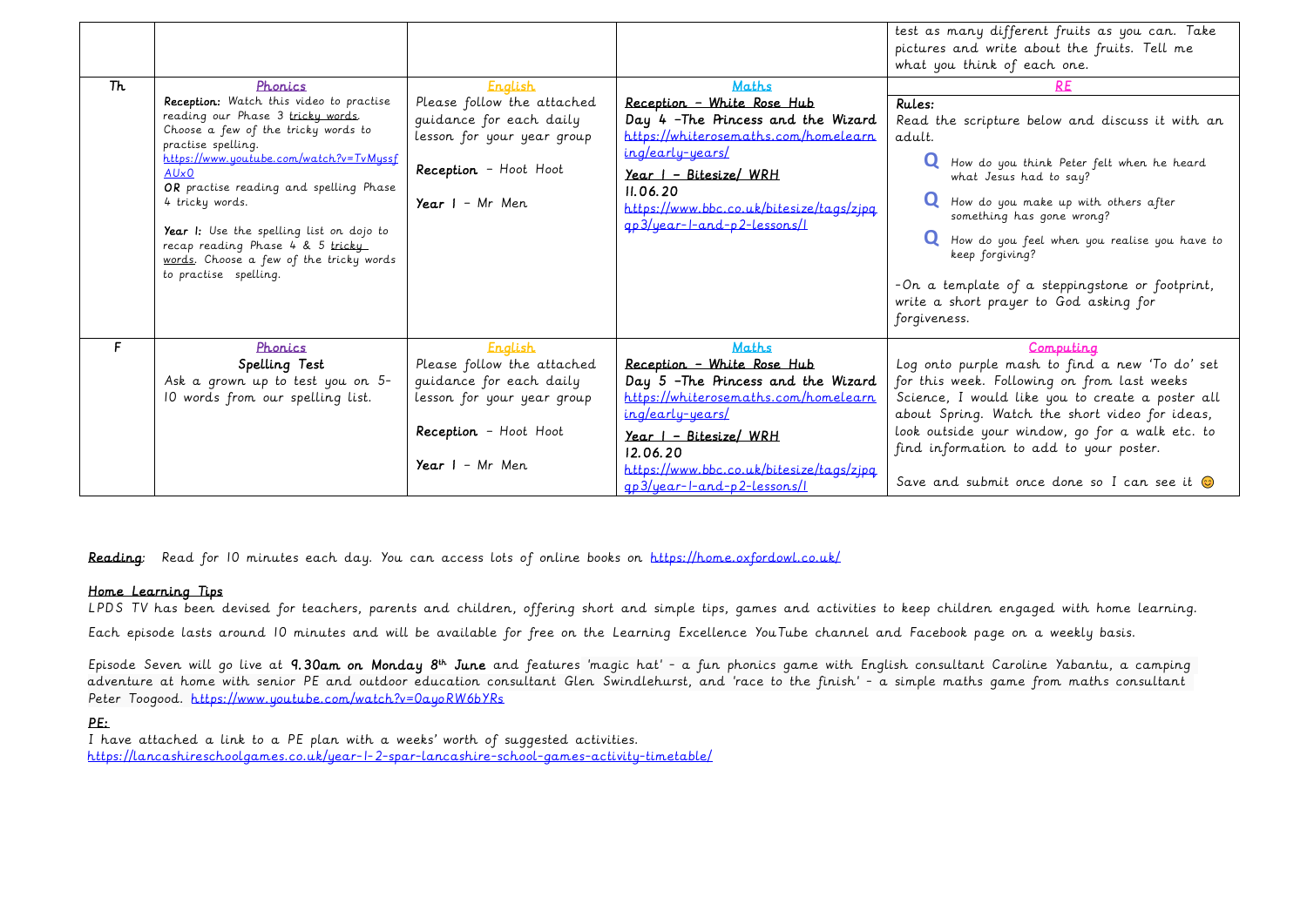| | | | | test as many different fruits as you can. Take pictures and write about the fruits. Tell me what you think of each one. |
|---|---|---|---|---|
| Th | <u>Phonics</u><br>**Reception:** Watch this video to practise reading our Phase 3 <u>tricky words</u>. Choose a few of the tricky words to practise spelling.<br>https://www.youtube.com/watch?v=TvMyssfAUx0<br>**OR** practise reading and spelling Phase 4 tricky words.<br><br>**Year 1:** Use the spelling list on dojo to recap reading Phase 4 & 5 <u>tricky words</u>. Choose a few of the tricky words to practise spelling. | <u>English</u><br>Please follow the attached guidance for each daily lesson for your year group<br><br>**Reception** - Hoot Hoot<br><br>**Year 1** - Mr Men | <u>Maths</u><br><u>**Reception - White Rose Hub**</u><br>**Day 4 -The Princess and the Wizard**<br>https://whiterosemaths.com/homelearning/early-years/<br><u>**Year 1 - Bitesize/ WRH**</u><br>**11.06.20**<br>https://www.bbc.co.uk/bitesize/tags/zjpqqp3/year-1-and-p2-lessons/1 | <u>RE</u><br>**Rules:**<br>Read the scripture below and discuss it with an adult.<br>**Q** How do you think Peter felt when he heard what Jesus had to say?<br>**Q** How do you make up with others after something has gone wrong?<br>**Q** How do you feel when you realise you have to keep forgiving?<br><br>-On a template of a steppingstone or footprint, write a short prayer to God asking for forgiveness. |
| F | <u>Phonics</u><br>**Spelling Test**<br>Ask a grown up to test you on 5-10 words from our spelling list. | <u>English</u><br>Please follow the attached guidance for each daily lesson for your year group<br><br>**Reception** - Hoot Hoot<br><br>**Year 1** - Mr Men | <u>Maths</u><br><u>**Reception - White Rose Hub**</u><br>**Day 5 -The Princess and the Wizard**<br>https://whiterosemaths.com/homelearning/early-years/<br><u>**Year 1 - Bitesize/ WRH**</u><br>**12.06.20**<br>https://www.bbc.co.uk/bitesize/tags/zjpqqp3/year-1-and-p2-lessons/1 | <u>Computing</u><br>Log onto purple mash to find a new 'To do' set for this week. Following on from last weeks Science, I would like you to create a poster all about Spring. Watch the short video for ideas, look outside your window, go for a walk etc. to find information to add to your poster.<br><br>Save and submit once done so I can see it 😊 |

<u>**Reading**</u>: Read for 10 minutes each day. You can access lots of online books on https://home.oxfordowl.co.uk/

<u>**Home Learning Tips**</u>

LPDS TV has been devised for teachers, parents and children, offering short and simple tips, games and activities to keep children engaged with home learning.

Each episode lasts around 10 minutes and will be available for free on the Learning Excellence YouTube channel and Facebook page on a weekly basis.

Episode Seven will go live at **9.30am on Monday 8th June** and features 'magic hat' - a fun phonics game with English consultant Caroline Yabantu, a camping adventure at home with senior PE and outdoor education consultant Glen Swindlehurst, and 'race to the finish' - a simple maths game from maths consultant Peter Toogood. https://www.youtube.com/watch?v=0ayoRW6bYRs

<u>**PE:**</u>

I have attached a link to a PE plan with a weeks' worth of suggested activities.
https://lancashireschoolgames.co.uk/year-1-2-spar-lancashire-school-games-activity-timetable/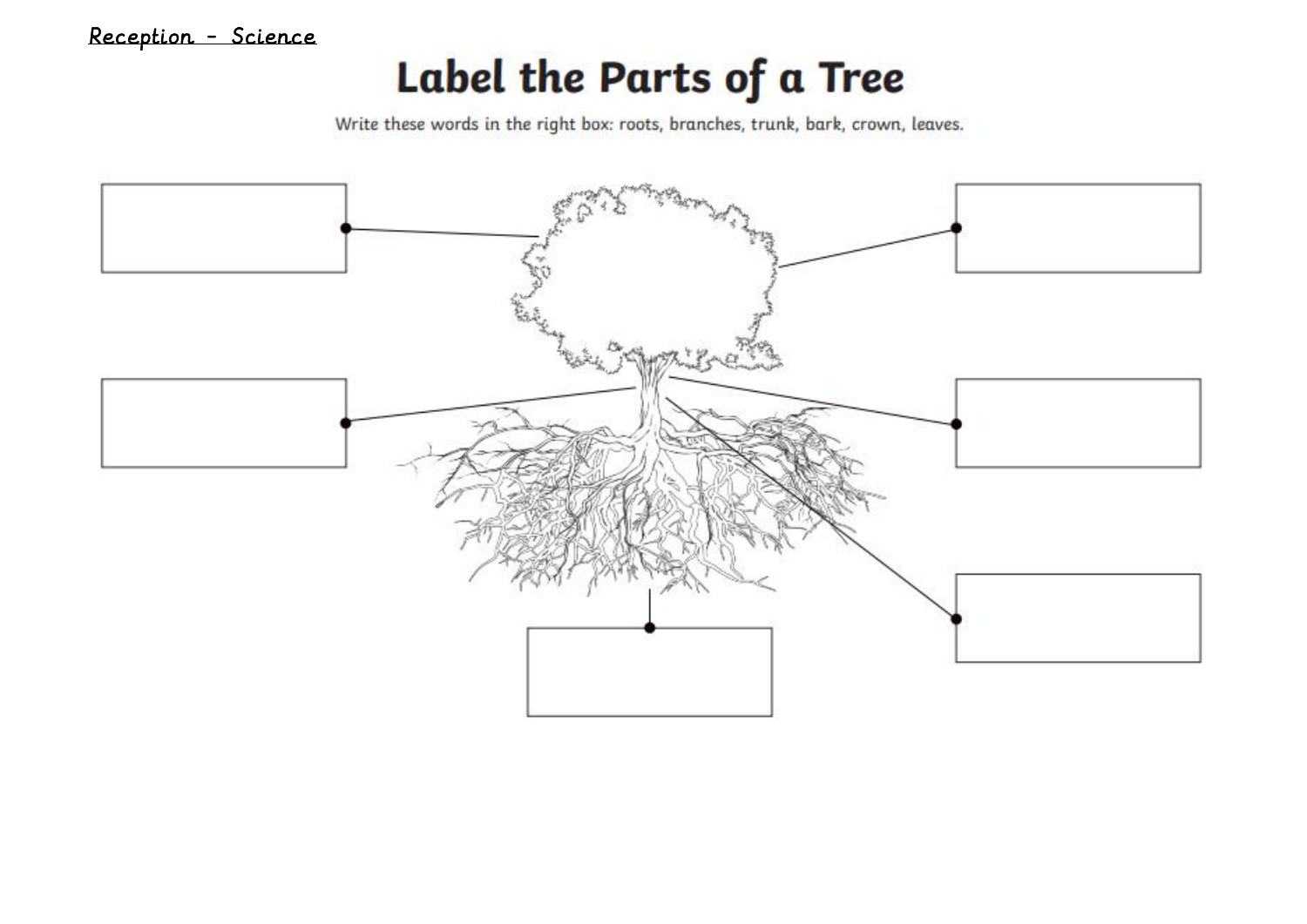Reception – Science

# Label the Parts of a Tree

Write these words in the right box: roots, branches, trunk, bark, crown, leaves.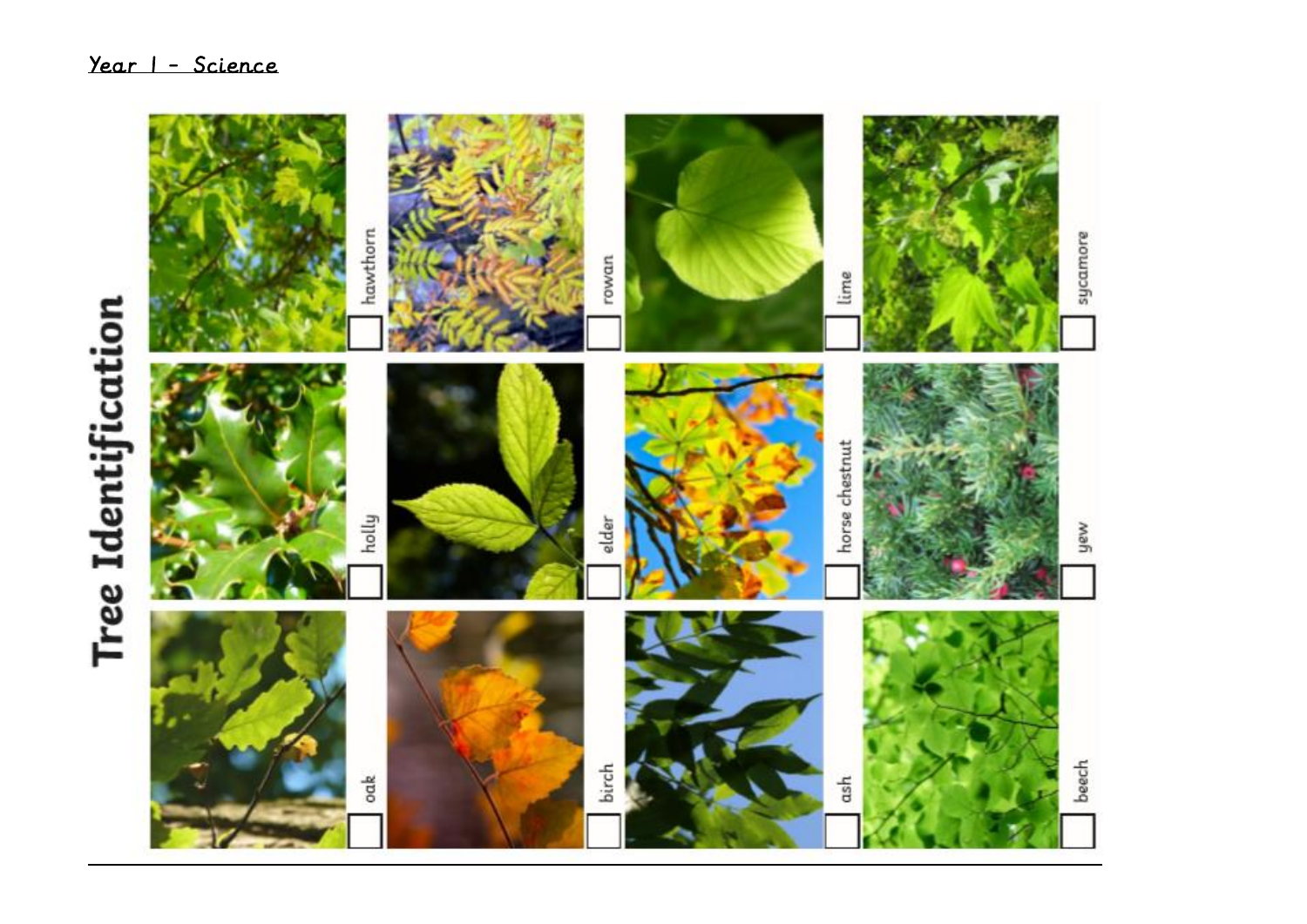*Year 1 - Science*

# Tree Identification

- [ ] hawthorn
- [ ] rowan
- [ ] lime
- [ ] sycamore
- [ ] holly
- [ ] elder
- [ ] horse chestnut
- [ ] yew
- [ ] oak
- [ ] birch
- [ ] ash
- [ ] beech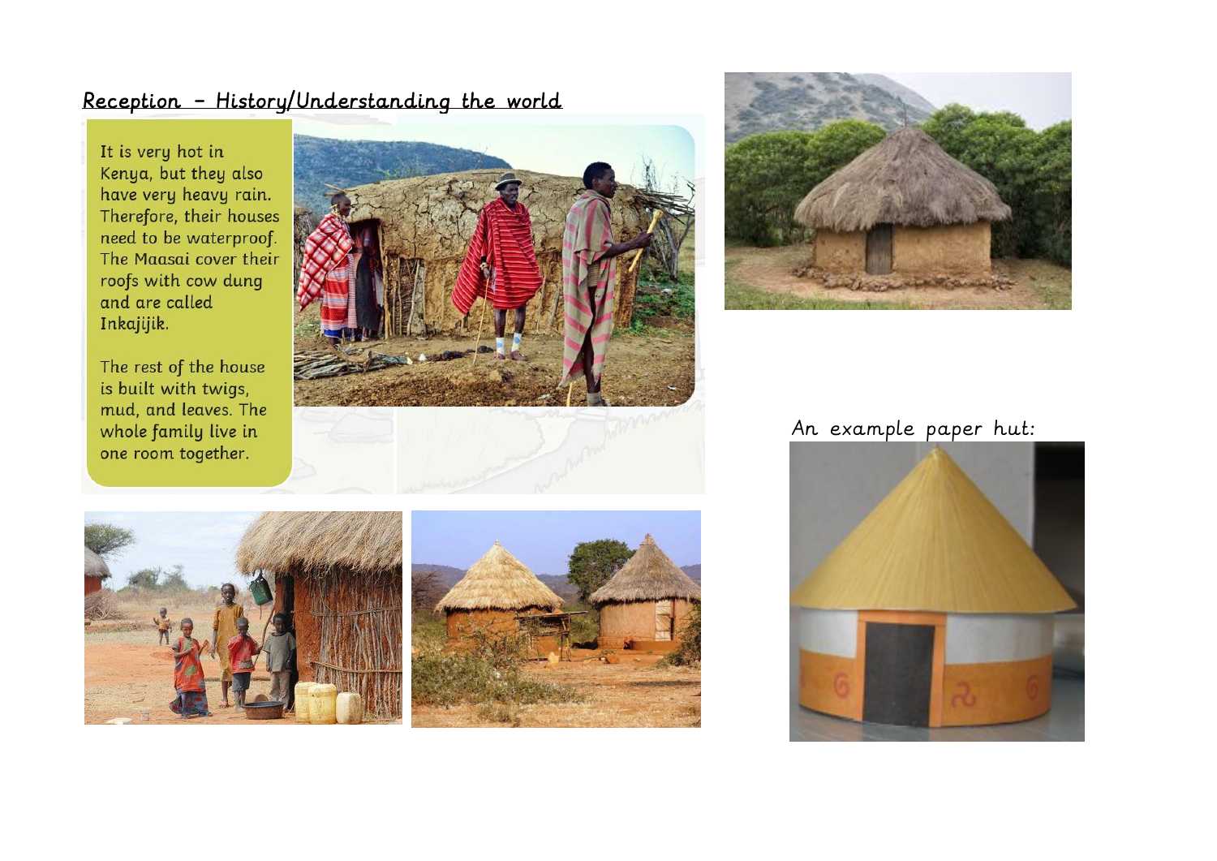## Reception – History/Understanding the world

It is very hot in Kenya, but they also have very heavy rain. Therefore, their houses need to be waterproof. The Maasai cover their roofs with cow dung and are called Inkajijik.

The rest of the house is built with twigs, mud, and leaves. The whole family live in one room together.

An example paper hut: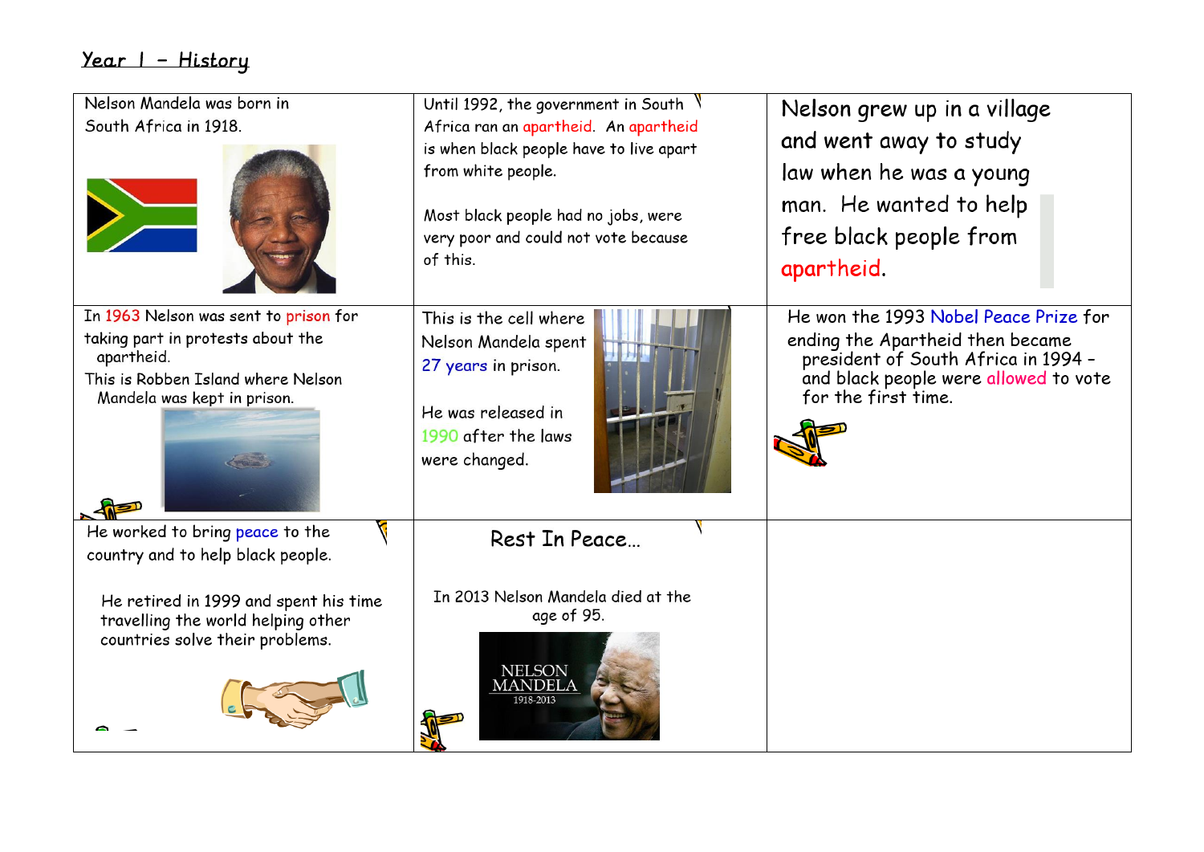## Year 1 – History

| | | |
|---|---|---|
| Nelson Mandela was born in South Africa in 1918. | Until 1992, the government in South Africa ran an apartheid. An apartheid is when black people have to live apart from white people.<br><br>Most black people had no jobs, were very poor and could not vote because of this. | Nelson grew up in a village and went away to study law when he was a young man. He wanted to help free black people from apartheid. |
| In 1963 Nelson was sent to prison for taking part in protests about the apartheid.<br>This is Robben Island where Nelson Mandela was kept in prison. | This is the cell where Nelson Mandela spent 27 years in prison.<br><br>He was released in 1990 after the laws were changed. | He won the 1993 Nobel Peace Prize for ending the Apartheid then became president of South Africa in 1994 – and black people were allowed to vote for the first time. |
| He worked to bring peace to the country and to help black people.<br><br>He retired in 1999 and spent his time travelling the world helping other countries solve their problems. | Rest In Peace…<br><br>In 2013 Nelson Mandela died at the age of 95.<br><br>NELSON MANDELA 1918-2013 | |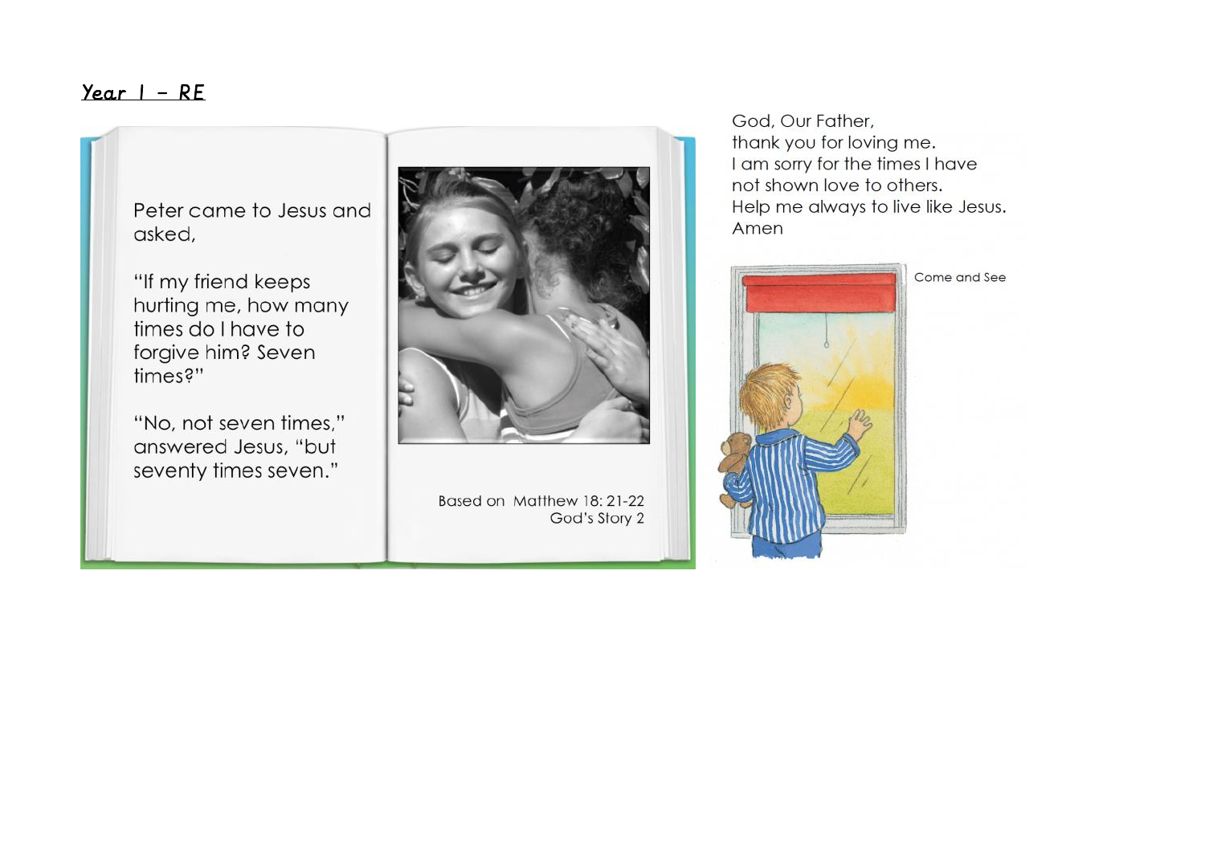## *Year 1 – RE*

Peter came to Jesus and asked,

"If my friend keeps hurting me, how many times do I have to forgive him? Seven times?"

"No, not seven times," answered Jesus, "but seventy times seven."

Based on Matthew 18: 21-22
God's Story 2

God, Our Father,
thank you for loving me.
I am sorry for the times I have
not shown love to others.
Help me always to live like Jesus.
Amen

Come and See